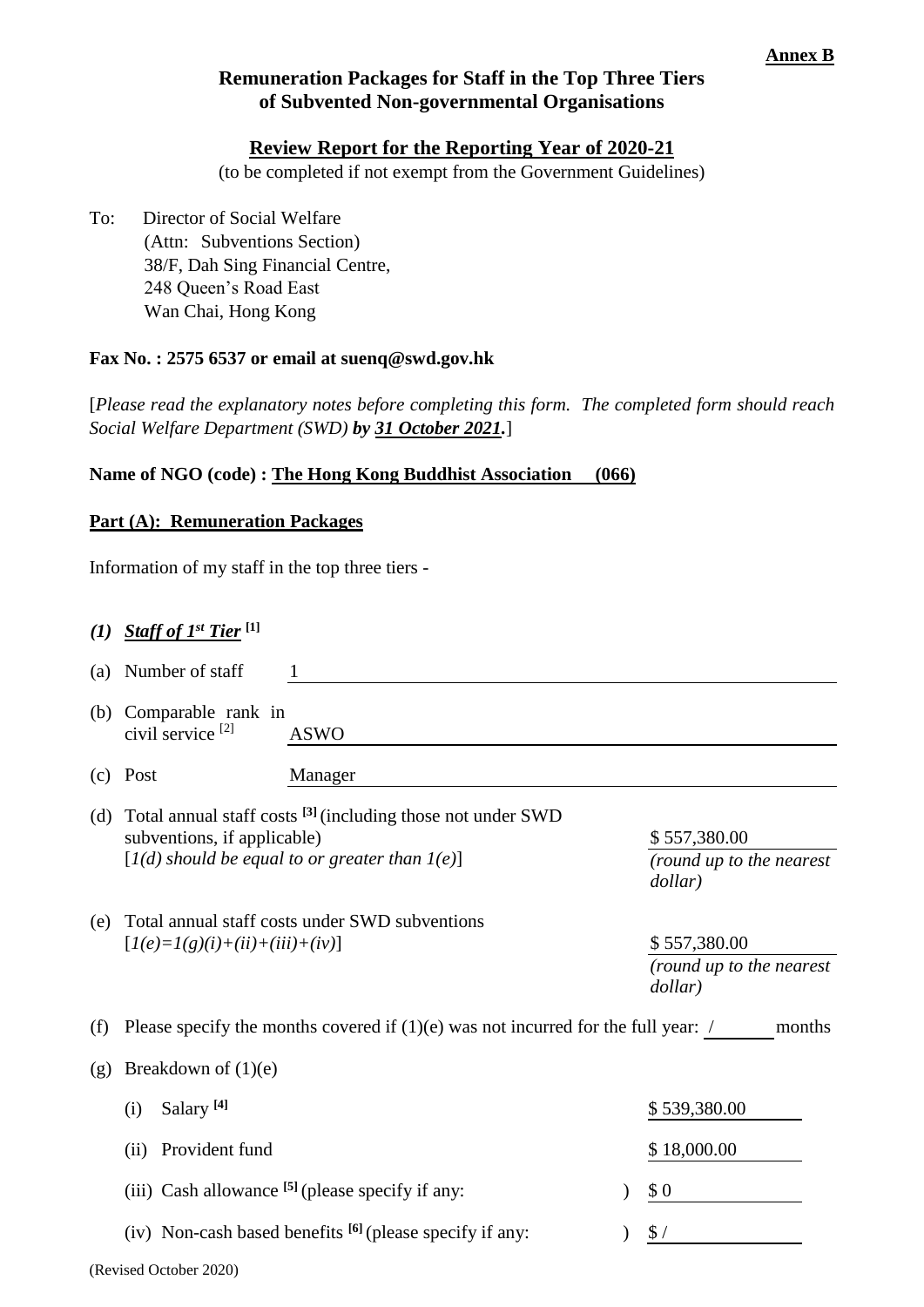**Annex B**

## Remuneration Packages for Staff in the Top Three Tiers of Subvented Non-governmental Organisations

### Review Report for the Reporting Year of 2020-21

(to be completed if not exempt from the Government Guidelines)

To: Director of Social Welfare
(Attn: Subventions Section)
38/F, Dah Sing Financial Centre,
248 Queen's Road East
Wan Chai, Hong Kong

**Fax No. : 2575 6537 or email at suenq@swd.gov.hk**

[*Please read the explanatory notes before completing this form. The completed form should reach Social Welfare Department (SWD) **by 31 October 2021**.*]

**Name of NGO (code) : The Hong Kong Buddhist Association (066)**

**Part (A): Remuneration Packages**

Information of my staff in the top three tiers -

***(1) Staff of 1st Tier* [1]**

(a) Number of staff: 1

(b) Comparable rank in civil service [2]: ASWO

(c) Post: Manager

(d) Total annual staff costs [3] (including those not under SWD subventions, if applicable) [*1(d) should be equal to or greater than 1(e)*]: $ 557,380.00 *(round up to the nearest dollar)*

(e) Total annual staff costs under SWD subventions [*1(e)=1(g)(i)+(ii)+(iii)+(iv)*]: $ 557,380.00 *(round up to the nearest dollar)*

(f) Please specify the months covered if (1)(e) was not incurred for the full year: / months

(g) Breakdown of (1)(e)

(i) Salary [4]: $ 539,380.00

(ii) Provident fund: $ 18,000.00

(iii) Cash allowance [5] (please specify if any: ): $ 0

(iv) Non-cash based benefits [6] (please specify if any: ): $ /

(Revised October 2020)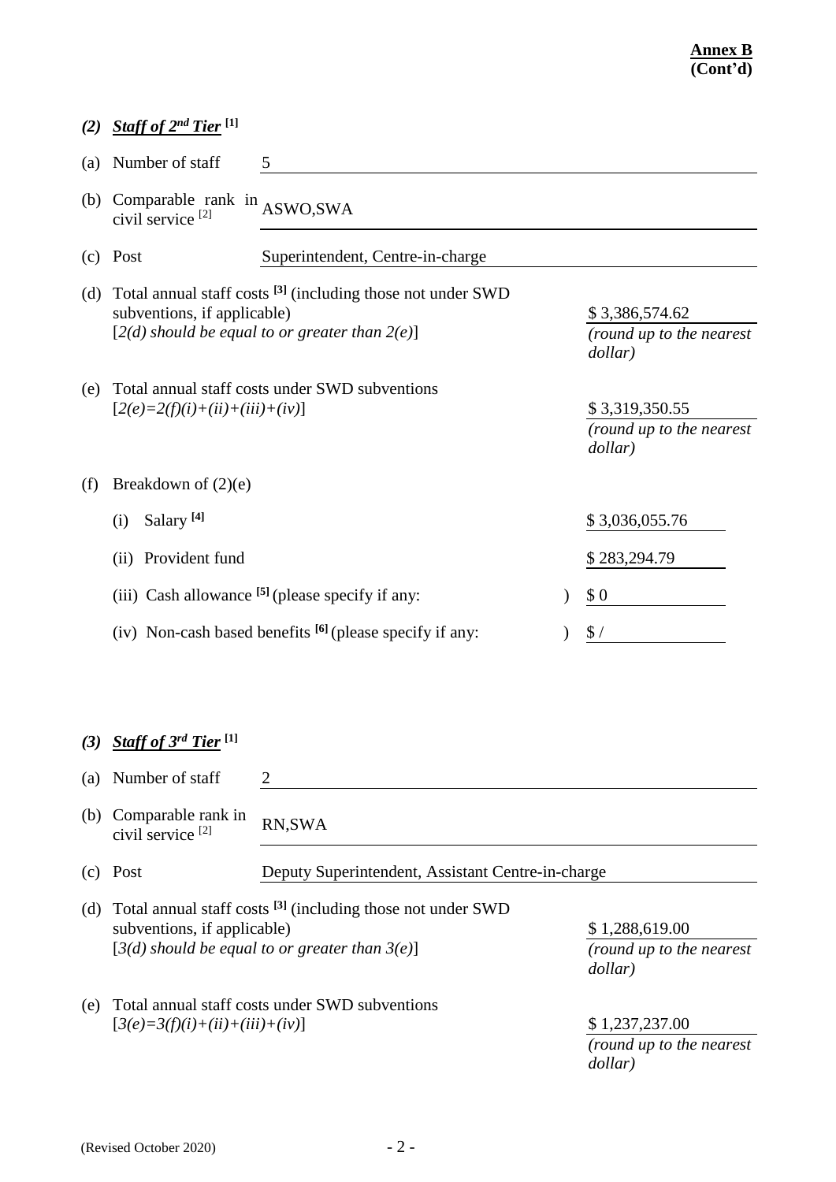**Annex B**
**(Cont'd)**

### *(2) Staff of 2nd Tier* [1]

(a) Number of staff: 5

(b) Comparable rank in civil service [2]: ASWO,SWA

(c) Post: Superintendent, Centre-in-charge

(d) Total annual staff costs [3] (including those not under SWD subventions, if applicable)
[*2(d) should be equal to or greater than 2(e)*]
$ 3,386,574.62
*(round up to the nearest dollar)*

(e) Total annual staff costs under SWD subventions
[*2(e)=2(f)(i)+(ii)+(iii)+(iv)*]
$ 3,319,350.55
*(round up to the nearest dollar)*

(f) Breakdown of (2)(e)

(i) Salary [4]: $ 3,036,055.76

(ii) Provident fund: $ 283,294.79

(iii) Cash allowance [5] (please specify if any: ): $ 0

(iv) Non-cash based benefits [6] (please specify if any: ): $ /

### *(3) Staff of 3rd Tier* [1]

(a) Number of staff: 2

(b) Comparable rank in civil service [2]: RN,SWA

(c) Post: Deputy Superintendent, Assistant Centre-in-charge

(d) Total annual staff costs [3] (including those not under SWD subventions, if applicable)
[*3(d) should be equal to or greater than 3(e)*]
$ 1,288,619.00
*(round up to the nearest dollar)*

(e) Total annual staff costs under SWD subventions
[*3(e)=3(f)(i)+(ii)+(iii)+(iv)*]
$ 1,237,237.00
*(round up to the nearest dollar)*

(Revised October 2020)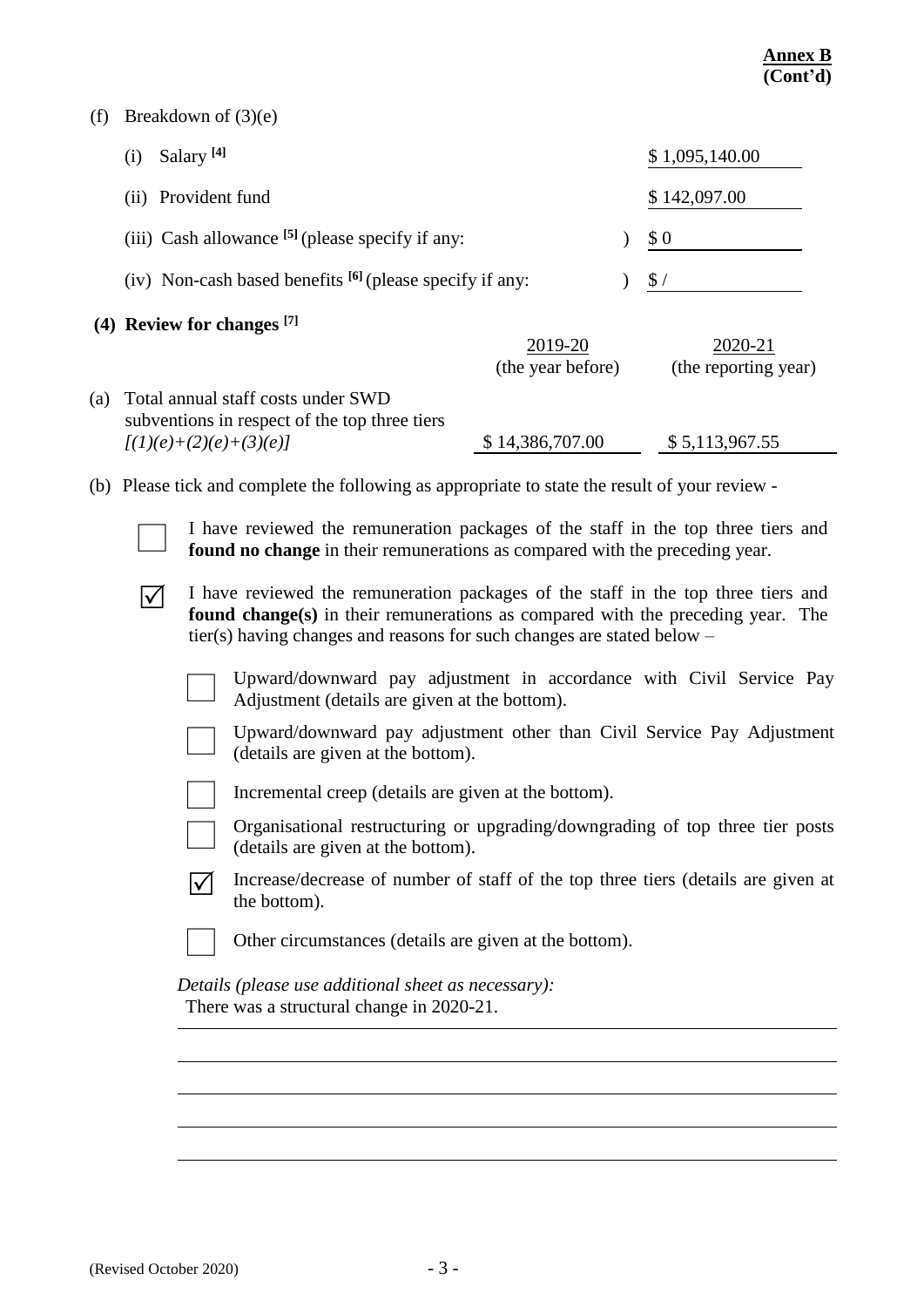**Annex B**
**(Cont'd)**

(f) Breakdown of (3)(e)

(i) Salary [4] $ 1,095,140.00

(ii) Provident fund $ 142,097.00

(iii) Cash allowance [5] (please specify if any: ) $ 0

(iv) Non-cash based benefits [6] (please specify if any: ) $ /

**(4) Review for changes [7]**

| | 2019-20 (the year before) | 2020-21 (the reporting year) |
|---|---|---|
| (a) Total annual staff costs under SWD subventions in respect of the top three tiers *[(1)(e)+(2)(e)+(3)(e)]* | $ 14,386,707.00 | $ 5,113,967.55 |

(b) Please tick and complete the following as appropriate to state the result of your review -

☐ I have reviewed the remuneration packages of the staff in the top three tiers and **found no change** in their remunerations as compared with the preceding year.

☑ I have reviewed the remuneration packages of the staff in the top three tiers and **found change(s)** in their remunerations as compared with the preceding year. The tier(s) having changes and reasons for such changes are stated below –

- ☐ Upward/downward pay adjustment in accordance with Civil Service Pay Adjustment (details are given at the bottom).
- ☐ Upward/downward pay adjustment other than Civil Service Pay Adjustment (details are given at the bottom).
- ☐ Incremental creep (details are given at the bottom).
- ☐ Organisational restructuring or upgrading/downgrading of top three tier posts (details are given at the bottom).
- ☑ Increase/decrease of number of staff of the top three tiers (details are given at the bottom).
- ☐ Other circumstances (details are given at the bottom).

*Details (please use additional sheet as necessary):*
There was a structural change in 2020-21.

(Revised October 2020)